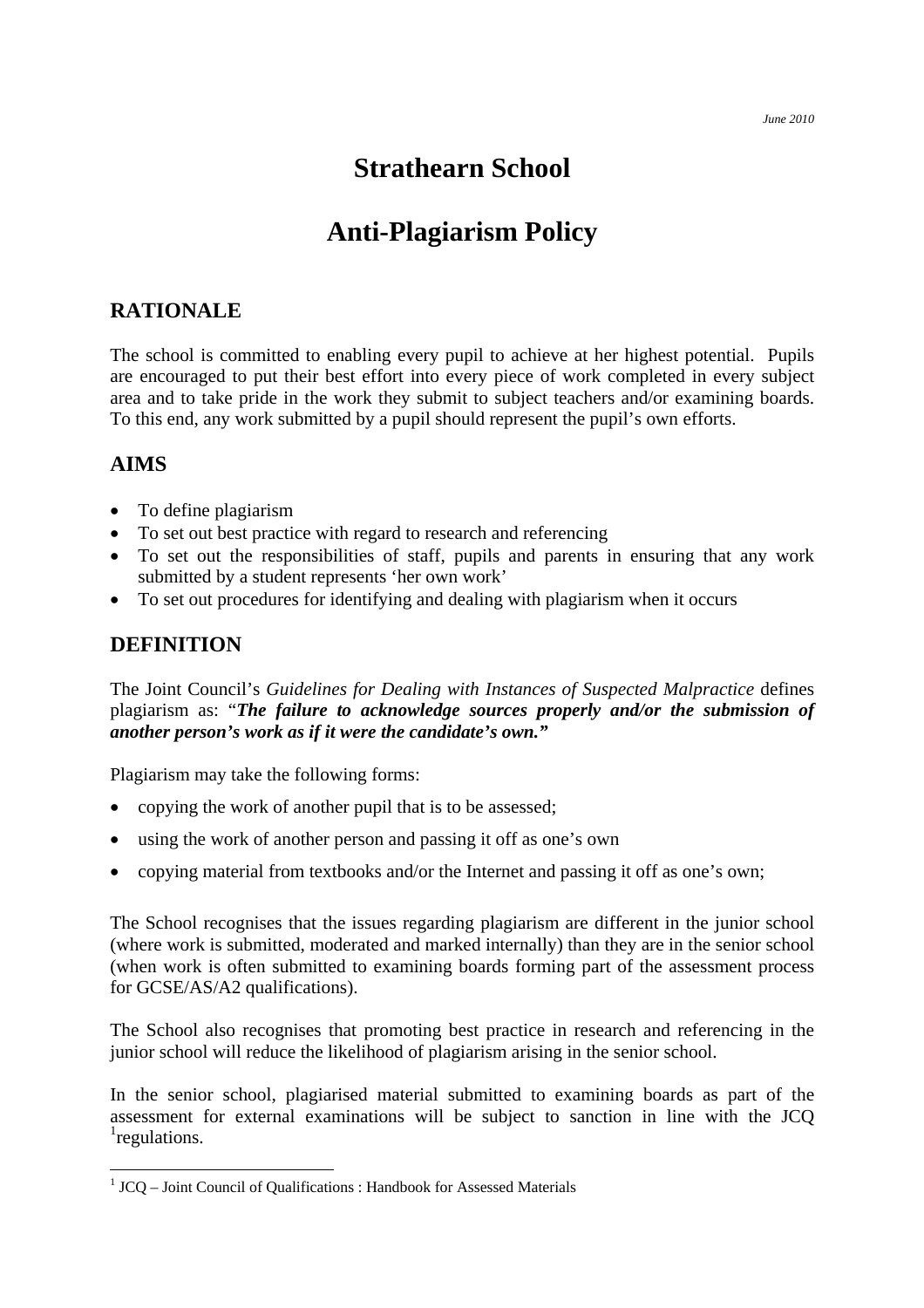June 2010

# Strathearn School

# Anti-Plagiarism Policy

## RATIONALE

The school is committed to enabling every pupil to achieve at her highest potential. Pupils are encouraged to put their best effort into every piece of work completed in every subject area and to take pride in the work they submit to subject teachers and/or examining boards. To this end, any work submitted by a pupil should represent the pupil's own efforts.

## AIMS

- To define plagiarism
- To set out best practice with regard to research and referencing
- To set out the responsibilities of staff, pupils and parents in ensuring that any work submitted by a student represents 'her own work'
- To set out procedures for identifying and dealing with plagiarism when it occurs

## DEFINITION

The Joint Council's *Guidelines for Dealing with Instances of Suspected Malpractice* defines plagiarism as: "***The failure to acknowledge sources properly and/or the submission of another person's work as if it were the candidate's own."***

Plagiarism may take the following forms:

- copying the work of another pupil that is to be assessed;
- using the work of another person and passing it off as one's own
- copying material from textbooks and/or the Internet and passing it off as one's own;

The School recognises that the issues regarding plagiarism are different in the junior school (where work is submitted, moderated and marked internally) than they are in the senior school (when work is often submitted to examining boards forming part of the assessment process for GCSE/AS/A2 qualifications).

The School also recognises that promoting best practice in research and referencing in the junior school will reduce the likelihood of plagiarism arising in the senior school.

In the senior school, plagiarised material submitted to examining boards as part of the assessment for external examinations will be subject to sanction in line with the JCQ [1]regulations.

[1] JCQ – Joint Council of Qualifications : Handbook for Assessed Materials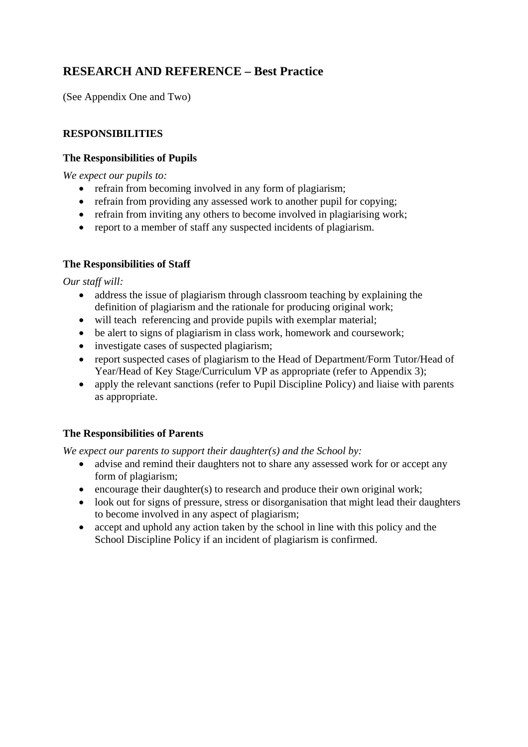## RESEARCH AND REFERENCE – Best Practice

(See Appendix One and Two)

### RESPONSIBILITIES

#### The Responsibilities of Pupils

*We expect our pupils to:*

- refrain from becoming involved in any form of plagiarism;
- refrain from providing any assessed work to another pupil for copying;
- refrain from inviting any others to become involved in plagiarising work;
- report to a member of staff any suspected incidents of plagiarism.

#### The Responsibilities of Staff

*Our staff will:*

- address the issue of plagiarism through classroom teaching by explaining the definition of plagiarism and the rationale for producing original work;
- will teach  referencing and provide pupils with exemplar material;
- be alert to signs of plagiarism in class work, homework and coursework;
- investigate cases of suspected plagiarism;
- report suspected cases of plagiarism to the Head of Department/Form Tutor/Head of Year/Head of Key Stage/Curriculum VP as appropriate (refer to Appendix 3);
- apply the relevant sanctions (refer to Pupil Discipline Policy) and liaise with parents as appropriate.

#### The Responsibilities of Parents

*We expect our parents to support their daughter(s) and the School by:*

- advise and remind their daughters not to share any assessed work for or accept any form of plagiarism;
- encourage their daughter(s) to research and produce their own original work;
- look out for signs of pressure, stress or disorganisation that might lead their daughters to become involved in any aspect of plagiarism;
- accept and uphold any action taken by the school in line with this policy and the School Discipline Policy if an incident of plagiarism is confirmed.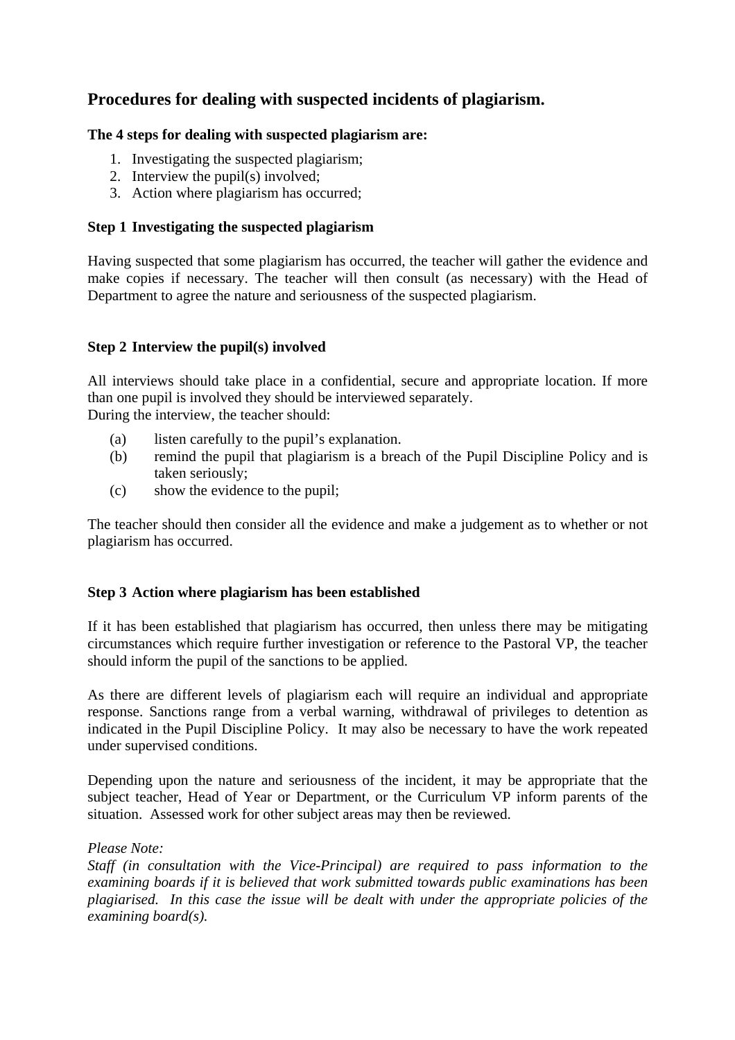## Procedures for dealing with suspected incidents of plagiarism.

**The 4 steps for dealing with suspected plagiarism are:**

1. Investigating the suspected plagiarism;
2. Interview the pupil(s) involved;
3. Action where plagiarism has occurred;

**Step 1 Investigating the suspected plagiarism**

Having suspected that some plagiarism has occurred, the teacher will gather the evidence and make copies if necessary. The teacher will then consult (as necessary) with the Head of Department to agree the nature and seriousness of the suspected plagiarism.

**Step 2 Interview the pupil(s) involved**

All interviews should take place in a confidential, secure and appropriate location. If more than one pupil is involved they should be interviewed separately.
During the interview, the teacher should:

(a) listen carefully to the pupil's explanation.
(b) remind the pupil that plagiarism is a breach of the Pupil Discipline Policy and is taken seriously;
(c) show the evidence to the pupil;

The teacher should then consider all the evidence and make a judgement as to whether or not plagiarism has occurred.

**Step 3 Action where plagiarism has been established**

If it has been established that plagiarism has occurred, then unless there may be mitigating circumstances which require further investigation or reference to the Pastoral VP, the teacher should inform the pupil of the sanctions to be applied.

As there are different levels of plagiarism each will require an individual and appropriate response. Sanctions range from a verbal warning, withdrawal of privileges to detention as indicated in the Pupil Discipline Policy. It may also be necessary to have the work repeated under supervised conditions.

Depending upon the nature and seriousness of the incident, it may be appropriate that the subject teacher, Head of Year or Department, or the Curriculum VP inform parents of the situation. Assessed work for other subject areas may then be reviewed.

*Please Note:*
*Staff (in consultation with the Vice-Principal) are required to pass information to the examining boards if it is believed that work submitted towards public examinations has been plagiarised. In this case the issue will be dealt with under the appropriate policies of the examining board(s).*